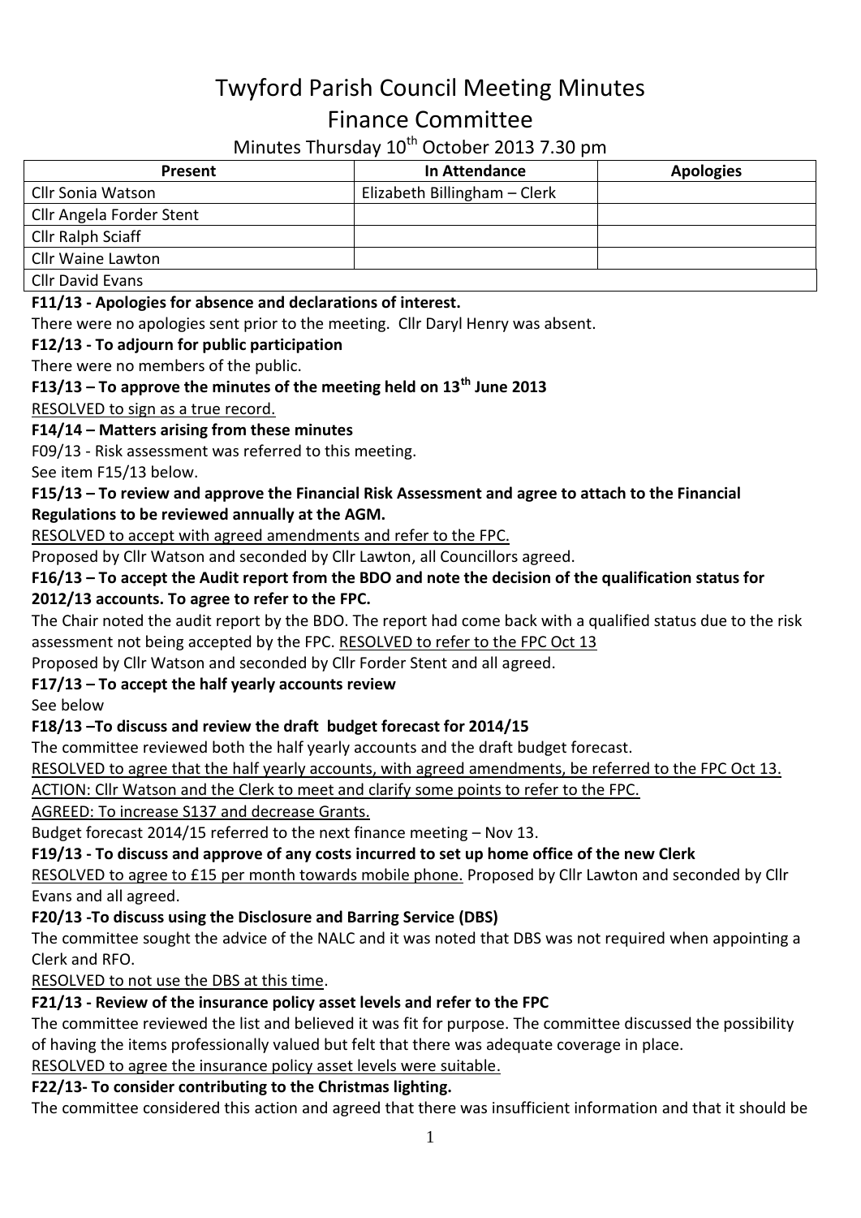# Twyford Parish Council Meeting Minutes

## Finance Committee

Minutes Thursday 10th October 2013 7.30 pm

| Present | In Attendance | Apologies |
| --- | --- | --- |
| Cllr Sonia Watson | Elizabeth Billingham – Clerk | |
| Cllr Angela Forder Stent | | |
| Cllr Ralph Sciaff | | |
| Cllr Waine Lawton | | |
| Cllr David Evans | | |

**F11/13 - Apologies for absence and declarations of interest.**

There were no apologies sent prior to the meeting. Cllr Daryl Henry was absent.

**F12/13 - To adjourn for public participation**

There were no members of the public.

**F13/13 – To approve the minutes of the meeting held on 13th June 2013**

RESOLVED to sign as a true record.

**F14/14 – Matters arising from these minutes**

F09/13 - Risk assessment was referred to this meeting.

See item F15/13 below.

**F15/13 – To review and approve the Financial Risk Assessment and agree to attach to the Financial Regulations to be reviewed annually at the AGM.**

RESOLVED to accept with agreed amendments and refer to the FPC.

Proposed by Cllr Watson and seconded by Cllr Lawton, all Councillors agreed.

**F16/13 – To accept the Audit report from the BDO and note the decision of the qualification status for 2012/13 accounts. To agree to refer to the FPC.**

The Chair noted the audit report by the BDO. The report had come back with a qualified status due to the risk assessment not being accepted by the FPC. RESOLVED to refer to the FPC Oct 13

Proposed by Cllr Watson and seconded by Cllr Forder Stent and all agreed.

**F17/13 – To accept the half yearly accounts review**

See below

**F18/13 –To discuss and review the draft budget forecast for 2014/15**

The committee reviewed both the half yearly accounts and the draft budget forecast.

RESOLVED to agree that the half yearly accounts, with agreed amendments, be referred to the FPC Oct 13.

ACTION: Cllr Watson and the Clerk to meet and clarify some points to refer to the FPC.

AGREED: To increase S137 and decrease Grants.

Budget forecast 2014/15 referred to the next finance meeting – Nov 13.

**F19/13 - To discuss and approve of any costs incurred to set up home office of the new Clerk**

RESOLVED to agree to £15 per month towards mobile phone. Proposed by Cllr Lawton and seconded by Cllr Evans and all agreed.

**F20/13 -To discuss using the Disclosure and Barring Service (DBS)**

The committee sought the advice of the NALC and it was noted that DBS was not required when appointing a Clerk and RFO.

RESOLVED to not use the DBS at this time.

**F21/13 - Review of the insurance policy asset levels and refer to the FPC**

The committee reviewed the list and believed it was fit for purpose. The committee discussed the possibility of having the items professionally valued but felt that there was adequate coverage in place.

RESOLVED to agree the insurance policy asset levels were suitable.

**F22/13- To consider contributing to the Christmas lighting.**

The committee considered this action and agreed that there was insufficient information and that it should be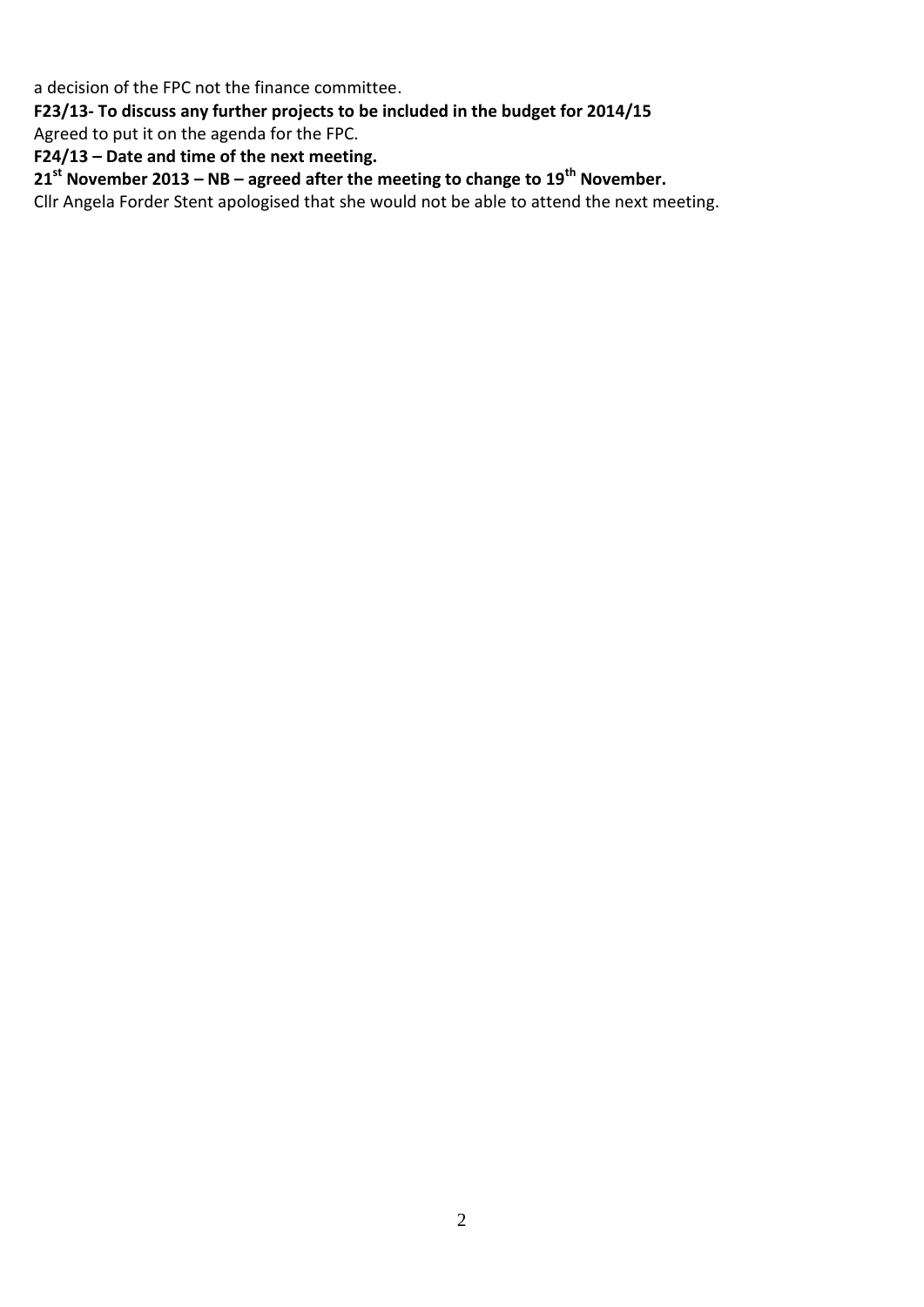a decision of the FPC not the finance committee.

**F23/13- To discuss any further projects to be included in the budget for 2014/15**

Agreed to put it on the agenda for the FPC.

**F24/13 – Date and time of the next meeting.**

**21st November 2013 – NB – agreed after the meeting to change to 19th November.**

Cllr Angela Forder Stent apologised that she would not be able to attend the next meeting.